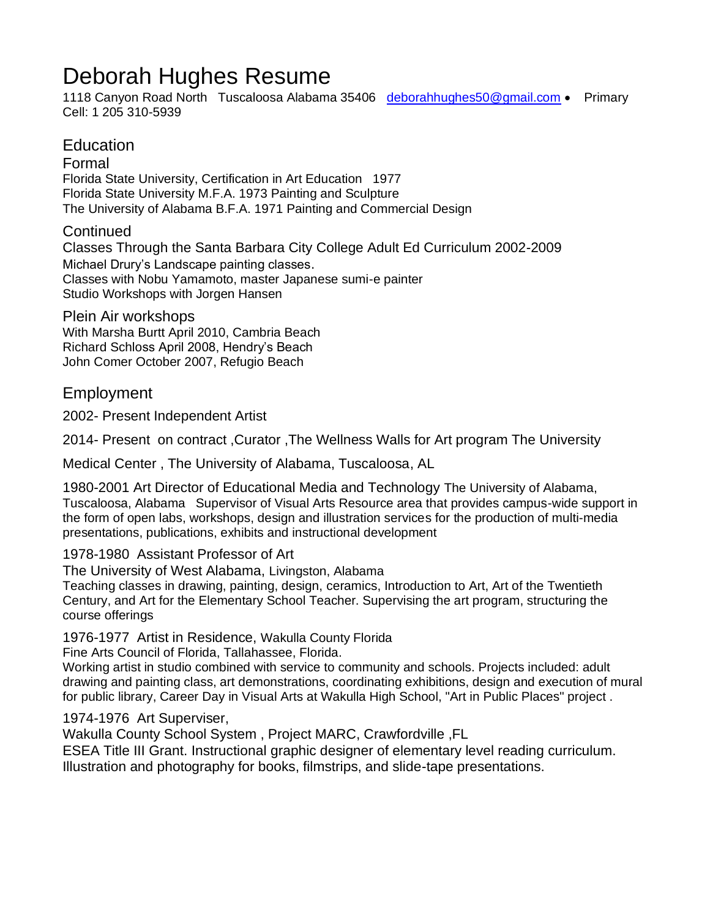# Deborah Hughes Resume

1118 Canyon Road North Tuscaloosa Alabama 35406 [deborahhughes50@gmail.com](mailto:deborahhughes50@gmail.com) • Primary Cell: 1 205 310-5939

## Education

### Formal

Florida State University, Certification in Art Education 1977
Florida State University M.F.A. 1973 Painting and Sculpture
The University of Alabama B.F.A. 1971 Painting and Commercial Design

### Continued

Classes Through the Santa Barbara City College Adult Ed Curriculum 2002-2009
Michael Drury's Landscape painting classes.
Classes with Nobu Yamamoto, master Japanese sumi-e painter
Studio Workshops with Jorgen Hansen

### Plein Air workshops

With Marsha Burtt April 2010, Cambria Beach
Richard Schloss April 2008, Hendry's Beach
John Comer October 2007, Refugio Beach

## Employment

2002- Present Independent Artist

2014- Present on contract ,Curator ,The Wellness Walls for Art program The University Medical Center , The University of Alabama, Tuscaloosa, AL

1980-2001 Art Director of Educational Media and Technology The University of Alabama, Tuscaloosa, Alabama Supervisor of Visual Arts Resource area that provides campus-wide support in the form of open labs, workshops, design and illustration services for the production of multi-media presentations, publications, exhibits and instructional development

1978-1980 Assistant Professor of Art
The University of West Alabama, Livingston, Alabama
Teaching classes in drawing, painting, design, ceramics, Introduction to Art, Art of the Twentieth Century, and Art for the Elementary School Teacher. Supervising the art program, structuring the course offerings

1976-1977 Artist in Residence, Wakulla County Florida
Fine Arts Council of Florida, Tallahassee, Florida.
Working artist in studio combined with service to community and schools. Projects included: adult drawing and painting class, art demonstrations, coordinating exhibitions, design and execution of mural for public library, Career Day in Visual Arts at Wakulla High School, "Art in Public Places" project .

1974-1976 Art Superviser,
Wakulla County School System , Project MARC, Crawfordville ,FL
ESEA Title III Grant. Instructional graphic designer of elementary level reading curriculum. Illustration and photography for books, filmstrips, and slide-tape presentations.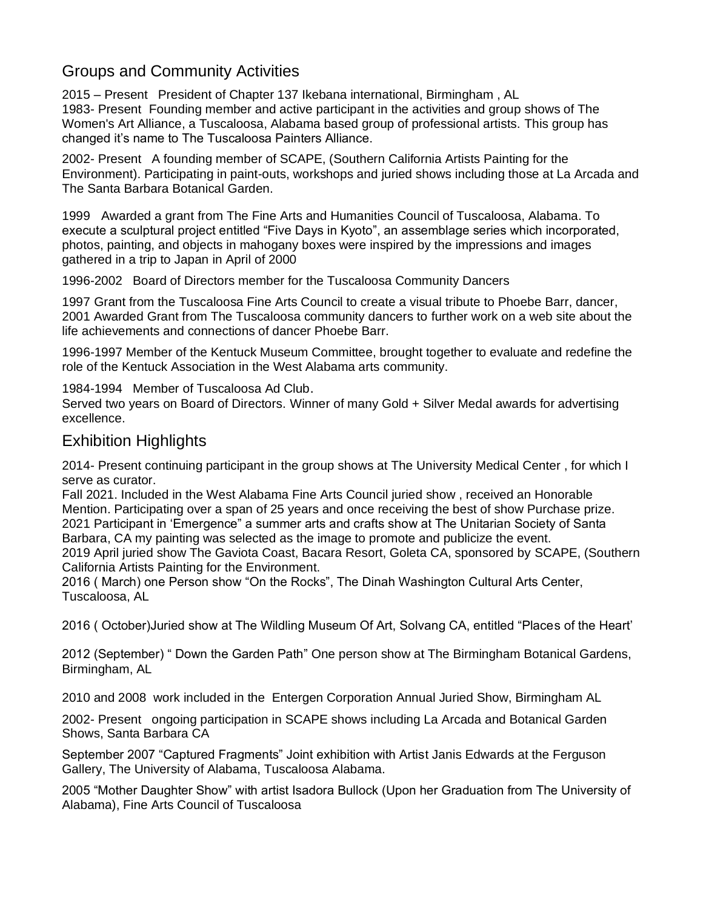## Groups and Community Activities

2015 – Present President of Chapter 137 Ikebana international, Birmingham , AL
1983- Present Founding member and active participant in the activities and group shows of The Women's Art Alliance, a Tuscaloosa, Alabama based group of professional artists. This group has changed it's name to The Tuscaloosa Painters Alliance.

2002- Present A founding member of SCAPE, (Southern California Artists Painting for the Environment). Participating in paint-outs, workshops and juried shows including those at La Arcada and The Santa Barbara Botanical Garden.

1999 Awarded a grant from The Fine Arts and Humanities Council of Tuscaloosa, Alabama. To execute a sculptural project entitled "Five Days in Kyoto", an assemblage series which incorporated, photos, painting, and objects in mahogany boxes were inspired by the impressions and images gathered in a trip to Japan in April of 2000

1996-2002 Board of Directors member for the Tuscaloosa Community Dancers

1997 Grant from the Tuscaloosa Fine Arts Council to create a visual tribute to Phoebe Barr, dancer,
2001 Awarded Grant from The Tuscaloosa community dancers to further work on a web site about the life achievements and connections of dancer Phoebe Barr.

1996-1997 Member of the Kentuck Museum Committee, brought together to evaluate and redefine the role of the Kentuck Association in the West Alabama arts community.

1984-1994 Member of Tuscaloosa Ad Club.
Served two years on Board of Directors. Winner of many Gold + Silver Medal awards for advertising excellence.

## Exhibition Highlights

2014- Present continuing participant in the group shows at The University Medical Center , for which I serve as curator.
Fall 2021. Included in the West Alabama Fine Arts Council juried show , received an Honorable Mention. Participating over a span of 25 years and once receiving the best of show Purchase prize.
2021 Participant in 'Emergence" a summer arts and crafts show at The Unitarian Society of Santa Barbara, CA my painting was selected as the image to promote and publicize the event.
2019 April juried show The Gaviota Coast, Bacara Resort, Goleta CA, sponsored by SCAPE, (Southern California Artists Painting for the Environment.
2016 ( March) one Person show "On the Rocks", The Dinah Washington Cultural Arts Center, Tuscaloosa, AL

2016 ( October)Juried show at The Wildling Museum Of Art, Solvang CA, entitled "Places of the Heart'

2012 (September) " Down the Garden Path" One person show at The Birmingham Botanical Gardens, Birmingham, AL

2010 and 2008 work included in the Entergen Corporation Annual Juried Show, Birmingham AL

2002- Present ongoing participation in SCAPE shows including La Arcada and Botanical Garden Shows, Santa Barbara CA

September 2007 "Captured Fragments" Joint exhibition with Artist Janis Edwards at the Ferguson Gallery, The University of Alabama, Tuscaloosa Alabama.

2005 "Mother Daughter Show" with artist Isadora Bullock (Upon her Graduation from The University of Alabama), Fine Arts Council of Tuscaloosa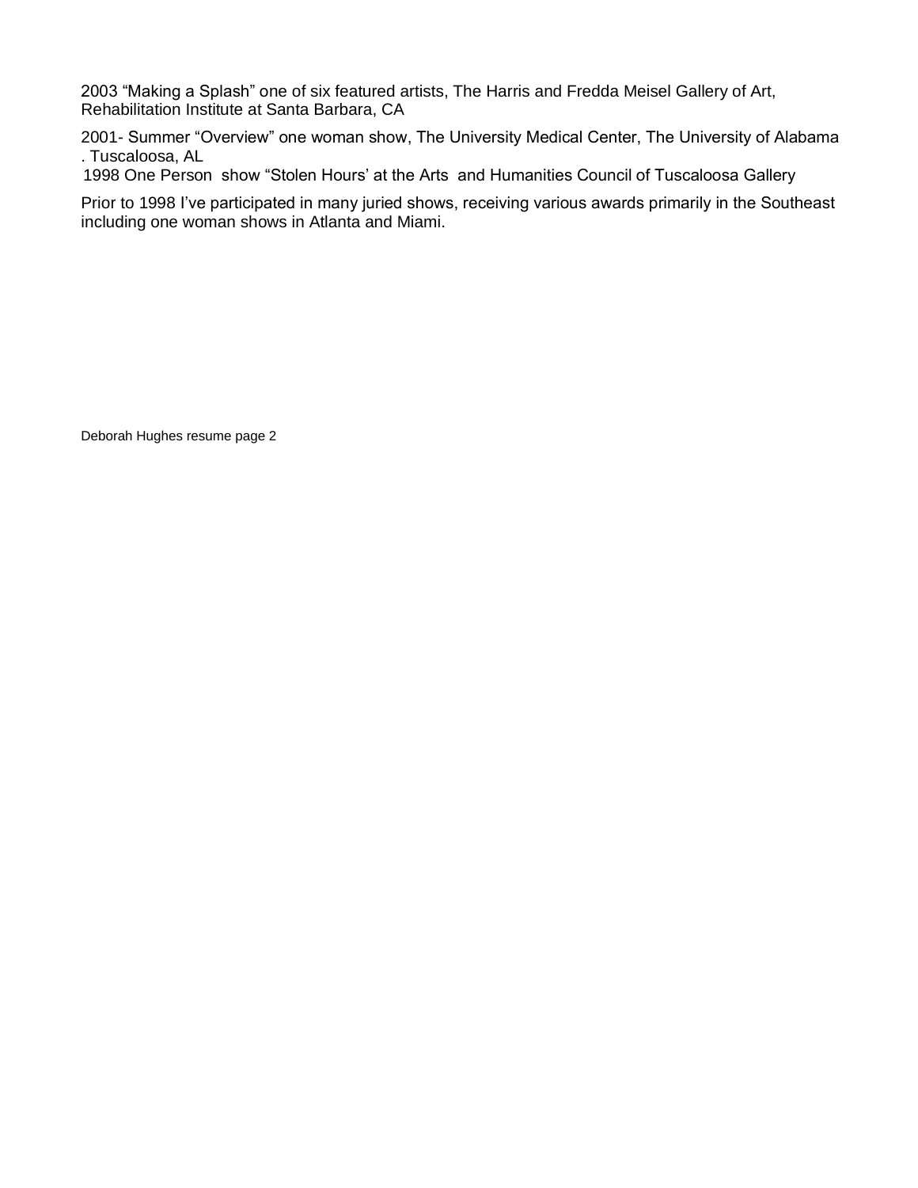2003 “Making a Splash” one of six featured artists, The Harris and Fredda Meisel Gallery of Art, Rehabilitation Institute at Santa Barbara, CA

2001- Summer “Overview” one woman show, The University Medical Center, The University of Alabama . Tuscaloosa, AL

1998 One Person show “Stolen Hours’ at the Arts and Humanities Council of Tuscaloosa Gallery

Prior to 1998 I’ve participated in many juried shows, receiving various awards primarily in the Southeast including one woman shows in Atlanta and Miami.

Deborah Hughes resume page 2